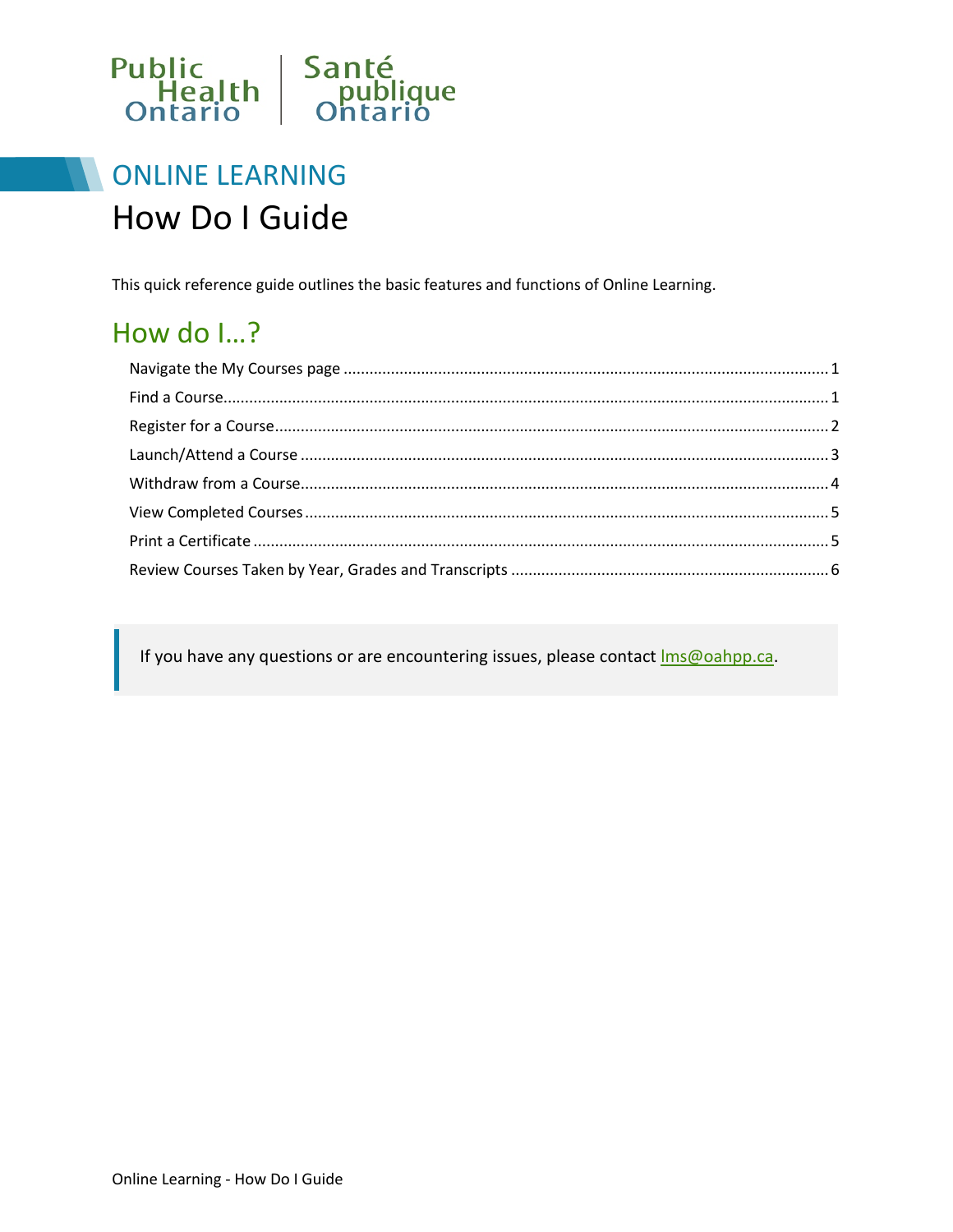Public Health Ontario | Santé publique Ontario

ONLINE LEARNING

# How Do I Guide

This quick reference guide outlines the basic features and functions of Online Learning.

## How do I…?

- Navigate the My Courses page ... 1
- Find a Course ... 1
- Register for a Course ... 2
- Launch/Attend a Course ... 3
- Withdraw from a Course ... 4
- View Completed Courses ... 5
- Print a Certificate ... 5
- Review Courses Taken by Year, Grades and Transcripts ... 6

> If you have any questions or are encountering issues, please contact lms@oahpp.ca.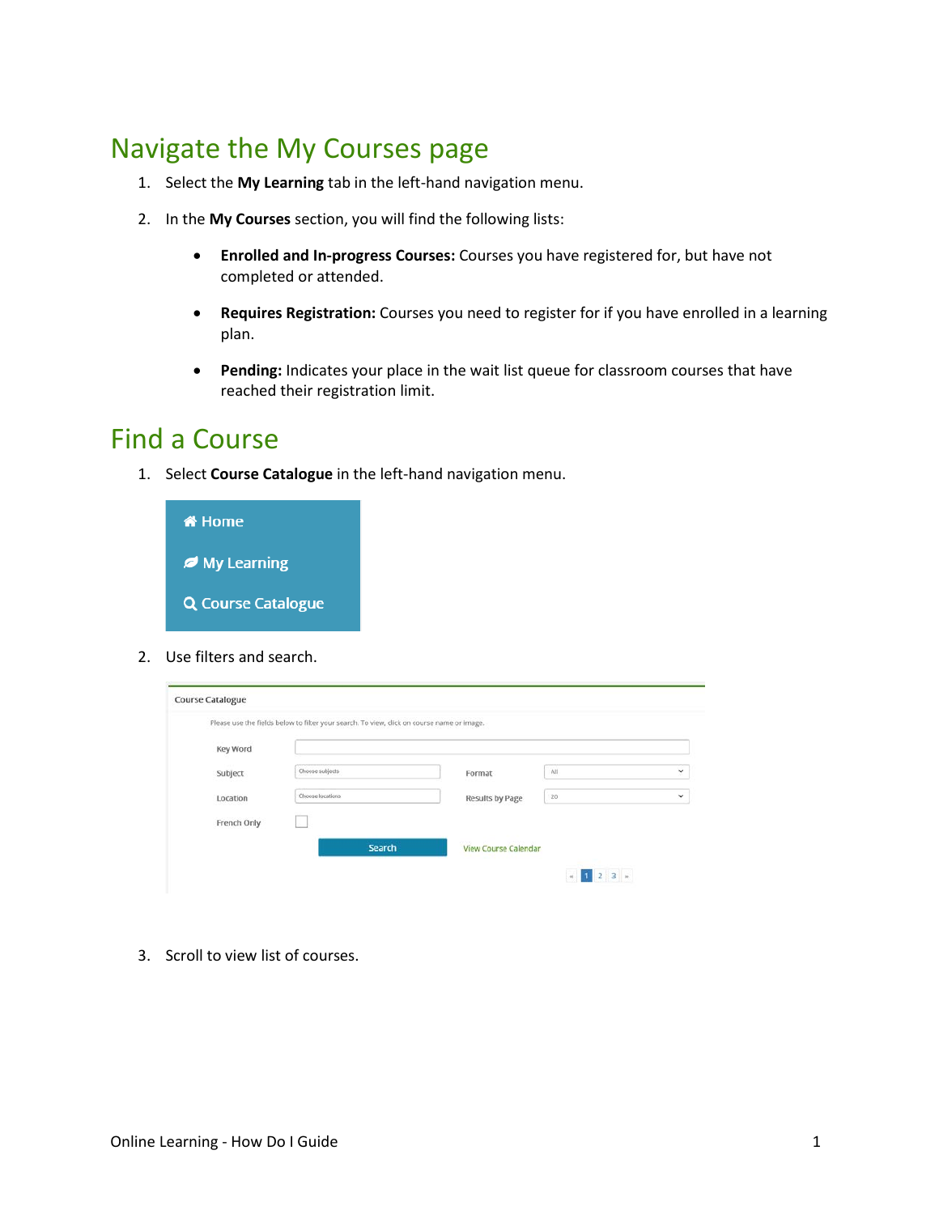## Navigate the My Courses page

1. Select the **My Learning** tab in the left-hand navigation menu.

2. In the **My Courses** section, you will find the following lists:

   - **Enrolled and In-progress Courses:** Courses you have registered for, but have not completed or attended.

   - **Requires Registration:** Courses you need to register for if you have enrolled in a learning plan.

   - **Pending:** Indicates your place in the wait list queue for classroom courses that have reached their registration limit.

## Find a Course

1. Select **Course Catalogue** in the left-hand navigation menu.

2. Use filters and search.

3. Scroll to view list of courses.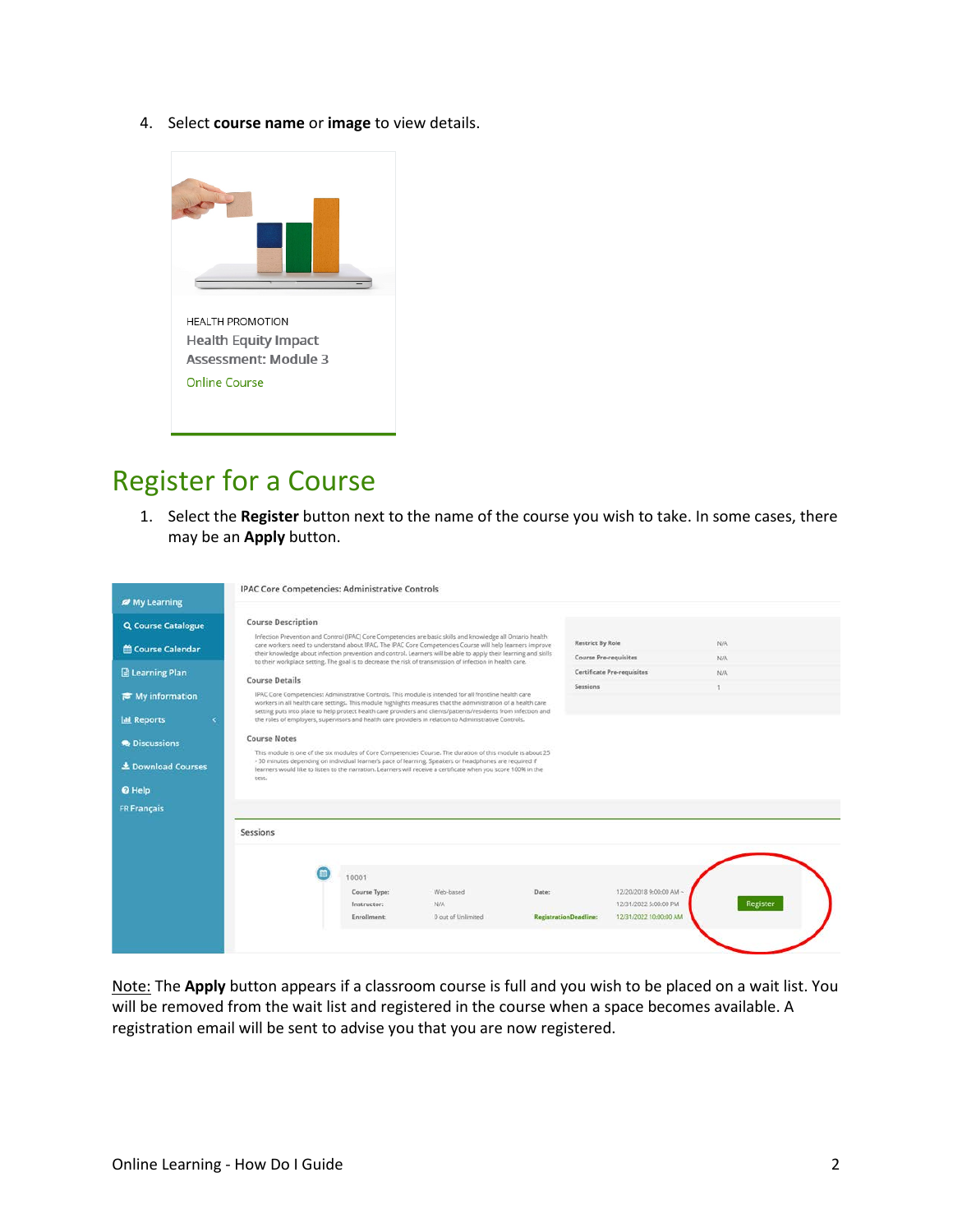4. Select **course name** or **image** to view details.

HEALTH PROMOTION
Health Equity Impact Assessment: Module 3
Online Course

## Register for a Course

1. Select the **Register** button next to the name of the course you wish to take. In some cases, there may be an **Apply** button.

<u>Note:</u> The **Apply** button appears if a classroom course is full and you wish to be placed on a wait list. You will be removed from the wait list and registered in the course when a space becomes available. A registration email will be sent to advise you that you are now registered.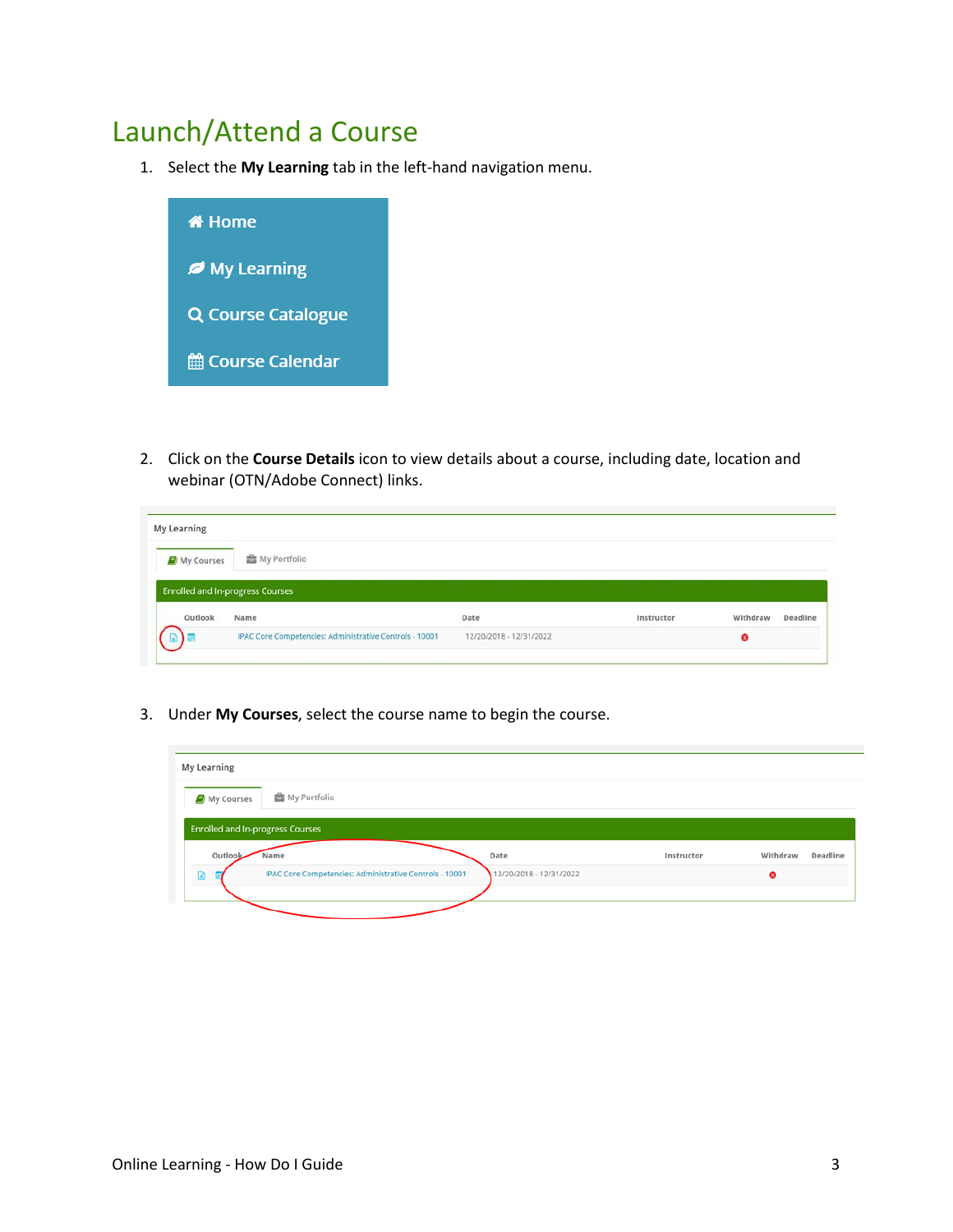# Launch/Attend a Course

1. Select the **My Learning** tab in the left-hand navigation menu.

2. Click on the **Course Details** icon to view details about a course, including date, location and webinar (OTN/Adobe Connect) links.

3. Under **My Courses**, select the course name to begin the course.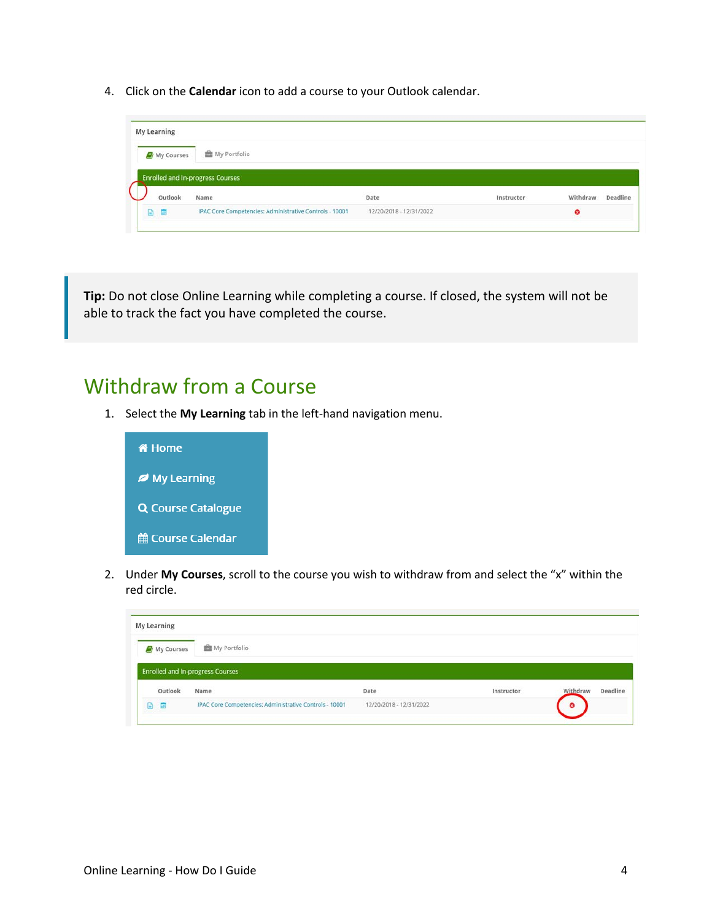4. Click on the **Calendar** icon to add a course to your Outlook calendar.

**Tip:** Do not close Online Learning while completing a course. If closed, the system will not be able to track the fact you have completed the course.

## Withdraw from a Course

1. Select the **My Learning** tab in the left-hand navigation menu.

2. Under **My Courses**, scroll to the course you wish to withdraw from and select the “x” within the red circle.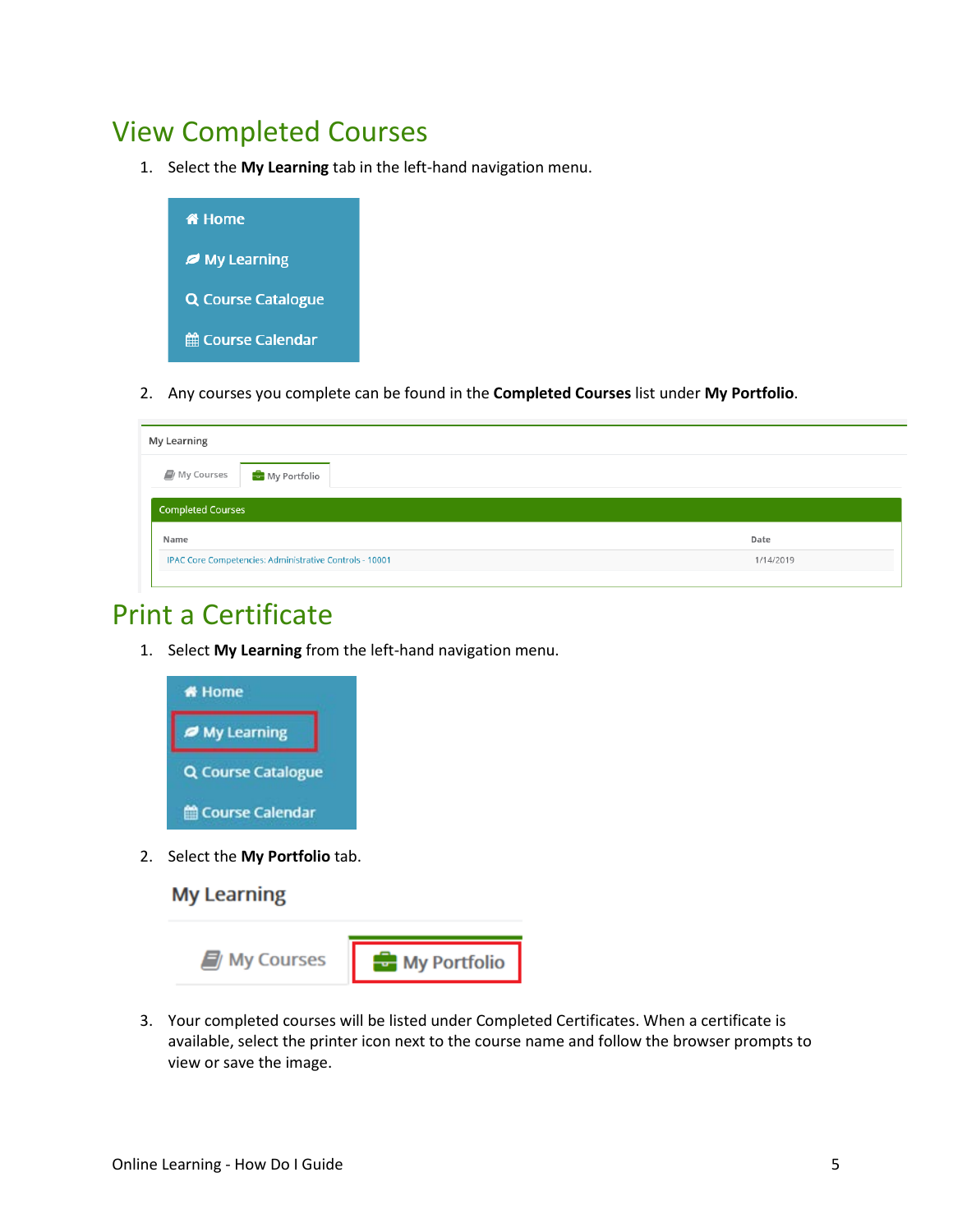## View Completed Courses

1. Select the **My Learning** tab in the left-hand navigation menu.

2. Any courses you complete can be found in the **Completed Courses** list under **My Portfolio**.

## Print a Certificate

1. Select **My Learning** from the left-hand navigation menu.

2. Select the **My Portfolio** tab.

3. Your completed courses will be listed under Completed Certificates. When a certificate is available, select the printer icon next to the course name and follow the browser prompts to view or save the image.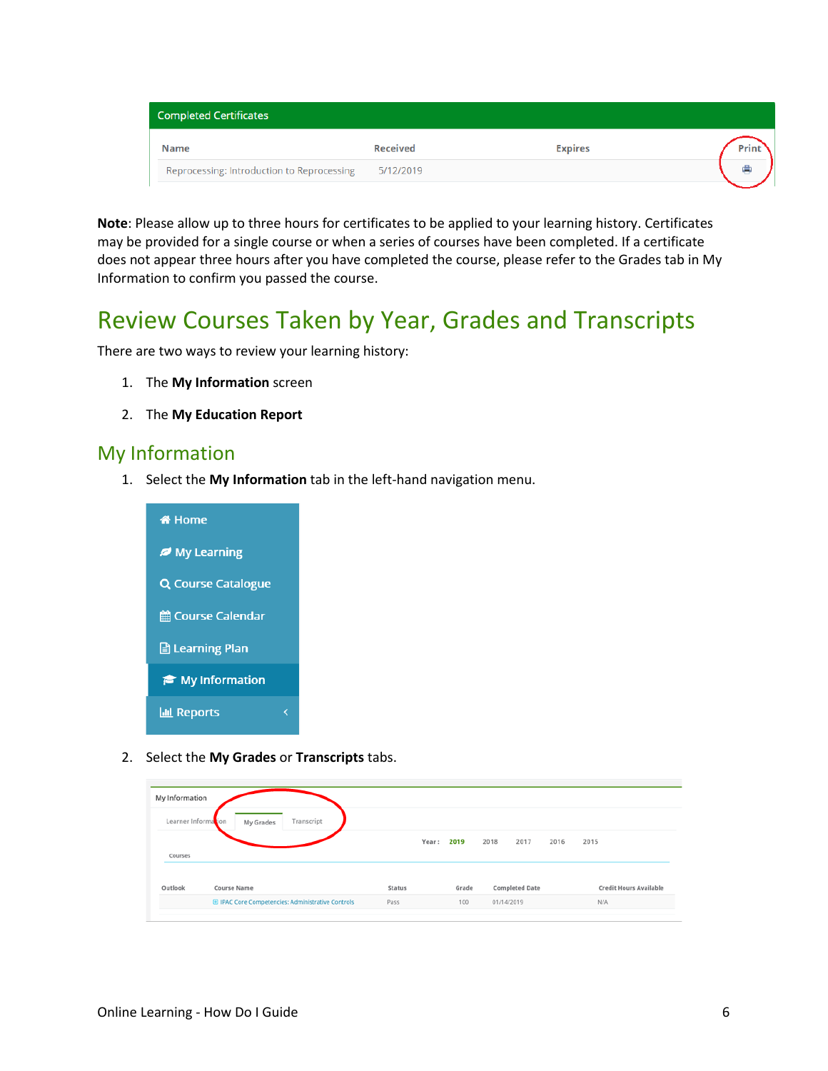| Completed Certificates | | | |
|---|---|---|---|
| Name | Received | Expires | Print |
| Reprocessing: Introduction to Reprocessing | 5/12/2019 | | |

**Note**: Please allow up to three hours for certificates to be applied to your learning history. Certificates may be provided for a single course or when a series of courses have been completed. If a certificate does not appear three hours after you have completed the course, please refer to the Grades tab in My Information to confirm you passed the course.

# Review Courses Taken by Year, Grades and Transcripts

There are two ways to review your learning history:

1. The **My Information** screen
2. The **My Education Report**

## My Information

1. Select the **My Information** tab in the left-hand navigation menu.

Home
My Learning
Course Catalogue
Course Calendar
Learning Plan
My Information
Reports

2. Select the **My Grades** or **Transcripts** tabs.

My Information

Learner Information | My Grades | Transcript

Year: 2019 2018 2017 2016 2015

Courses

| Outlook | Course Name | Status | Grade | Completed Date | Credit Hours Available |
|---|---|---|---|---|---|
| | IPAC Core Competencies: Administrative Controls | Pass | 100 | 01/14/2019 | N/A |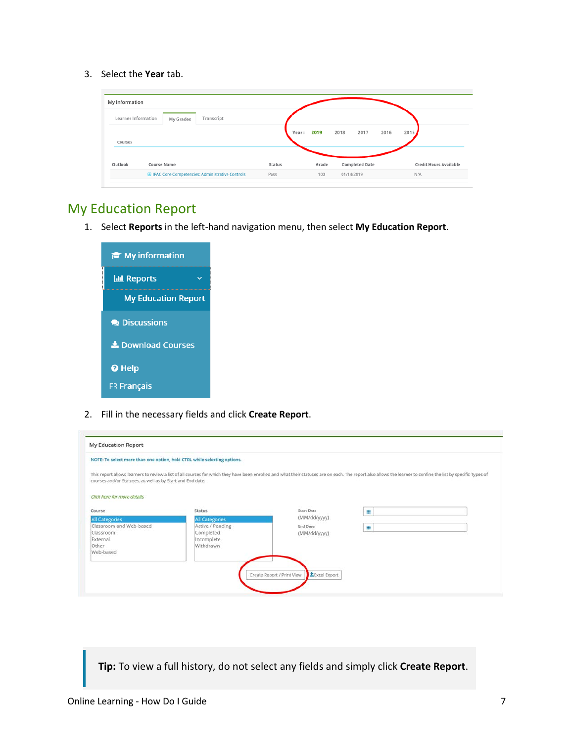3. Select the **Year** tab.

## My Education Report

1. Select **Reports** in the left-hand navigation menu, then select **My Education Report**.

2. Fill in the necessary fields and click **Create Report**.

**Tip:** To view a full history, do not select any fields and simply click **Create Report**.